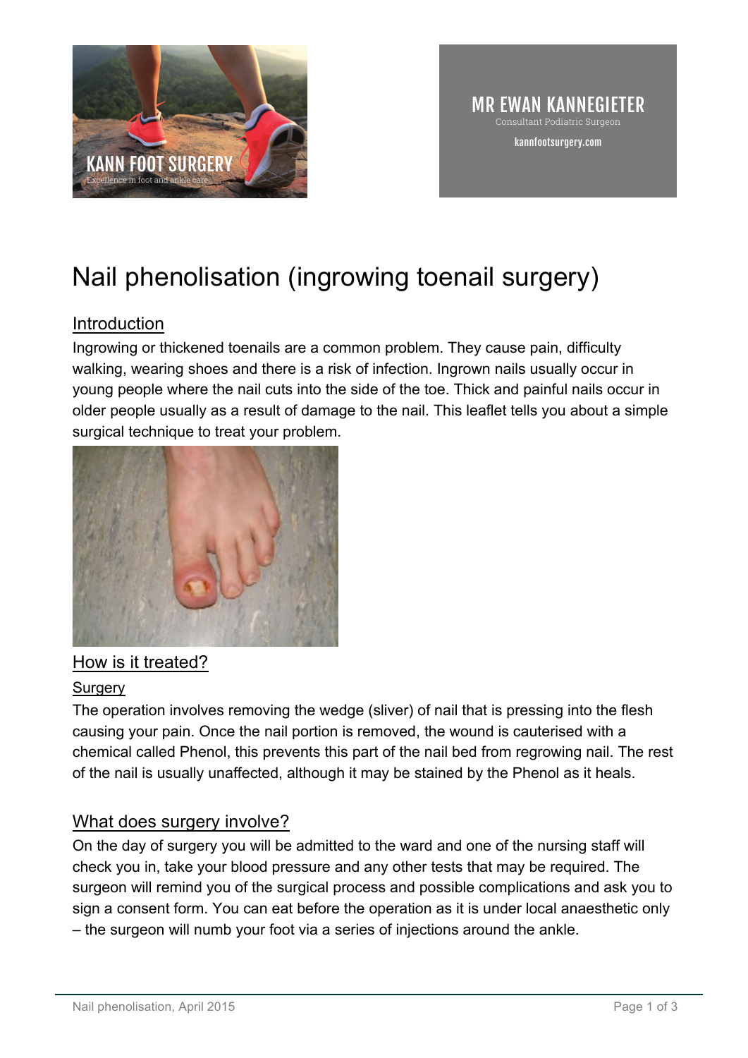KANN FOOT SURGERY

Excellence in foot and ankle care

MR EWAN KANNEGIETER

Consultant Podiatric Surgeon

kannfootsurgery.com

# Nail phenolisation (ingrowing toenail surgery)

## Introduction

Ingrowing or thickened toenails are a common problem. They cause pain, difficulty walking, wearing shoes and there is a risk of infection. Ingrown nails usually occur in young people where the nail cuts into the side of the toe. Thick and painful nails occur in older people usually as a result of damage to the nail. This leaflet tells you about a simple surgical technique to treat your problem.

## How is it treated?

### Surgery

The operation involves removing the wedge (sliver) of nail that is pressing into the flesh causing your pain. Once the nail portion is removed, the wound is cauterised with a chemical called Phenol, this prevents this part of the nail bed from regrowing nail. The rest of the nail is usually unaffected, although it may be stained by the Phenol as it heals.

## What does surgery involve?

On the day of surgery you will be admitted to the ward and one of the nursing staff will check you in, take your blood pressure and any other tests that may be required. The surgeon will remind you of the surgical process and possible complications and ask you to sign a consent form. You can eat before the operation as it is under local anaesthetic only – the surgeon will numb your foot via a series of injections around the ankle.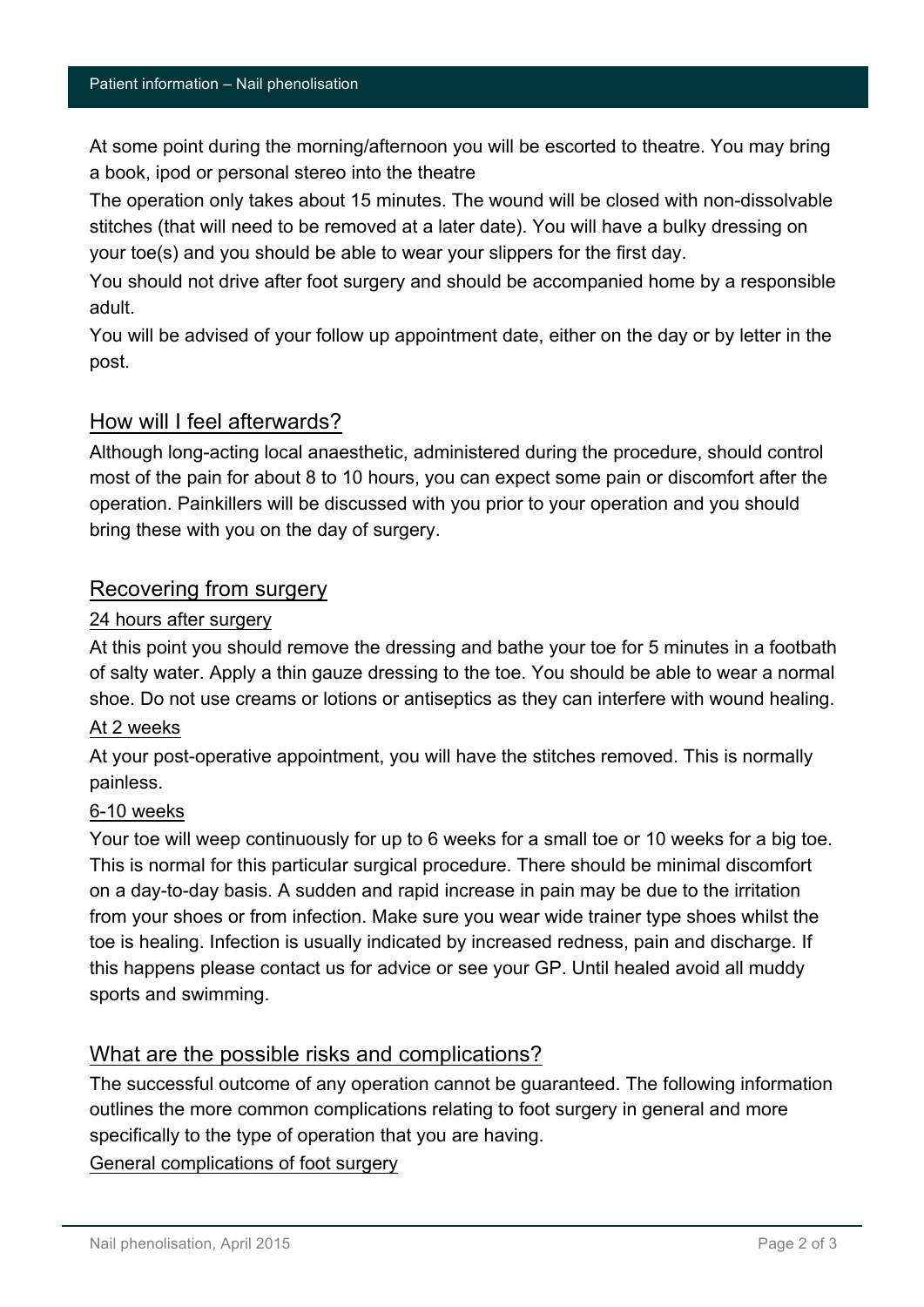At some point during the morning/afternoon you will be escorted to theatre. You may bring a book, ipod or personal stereo into the theatre

The operation only takes about 15 minutes. The wound will be closed with non-dissolvable stitches (that will need to be removed at a later date). You will have a bulky dressing on your toe(s) and you should be able to wear your slippers for the first day.

You should not drive after foot surgery and should be accompanied home by a responsible adult.

You will be advised of your follow up appointment date, either on the day or by letter in the post.

## How will I feel afterwards?

Although long-acting local anaesthetic, administered during the procedure, should control most of the pain for about 8 to 10 hours, you can expect some pain or discomfort after the operation. Painkillers will be discussed with you prior to your operation and you should bring these with you on the day of surgery.

## Recovering from surgery

### 24 hours after surgery

At this point you should remove the dressing and bathe your toe for 5 minutes in a footbath of salty water. Apply a thin gauze dressing to the toe. You should be able to wear a normal shoe. Do not use creams or lotions or antiseptics as they can interfere with wound healing.

### At 2 weeks

At your post-operative appointment, you will have the stitches removed. This is normally painless.

### 6-10 weeks

Your toe will weep continuously for up to 6 weeks for a small toe or 10 weeks for a big toe. This is normal for this particular surgical procedure. There should be minimal discomfort on a day-to-day basis. A sudden and rapid increase in pain may be due to the irritation from your shoes or from infection. Make sure you wear wide trainer type shoes whilst the toe is healing. Infection is usually indicated by increased redness, pain and discharge. If this happens please contact us for advice or see your GP. Until healed avoid all muddy sports and swimming.

## What are the possible risks and complications?

The successful outcome of any operation cannot be guaranteed. The following information outlines the more common complications relating to foot surgery in general and more specifically to the type of operation that you are having.

### General complications of foot surgery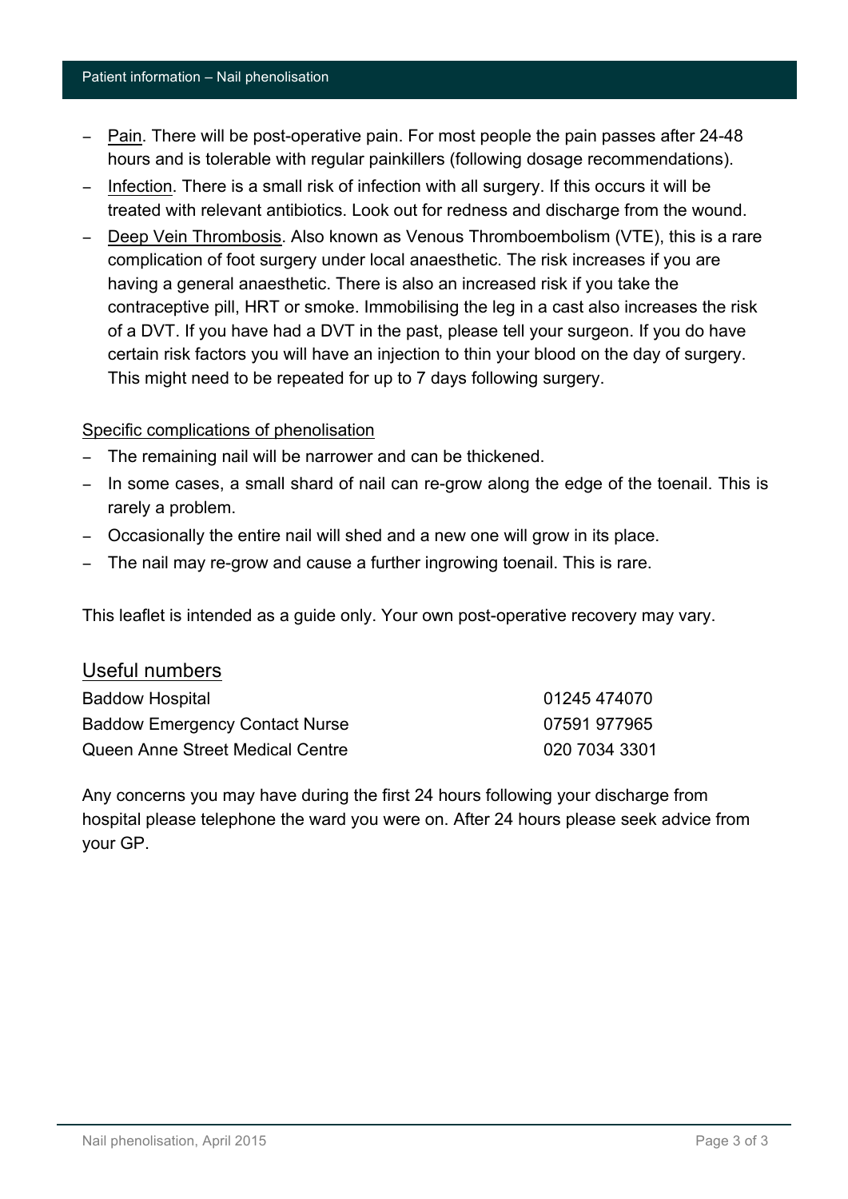- Pain. There will be post-operative pain. For most people the pain passes after 24-48 hours and is tolerable with regular painkillers (following dosage recommendations).
- Infection. There is a small risk of infection with all surgery. If this occurs it will be treated with relevant antibiotics. Look out for redness and discharge from the wound.
- Deep Vein Thrombosis. Also known as Venous Thromboembolism (VTE), this is a rare complication of foot surgery under local anaesthetic. The risk increases if you are having a general anaesthetic. There is also an increased risk if you take the contraceptive pill, HRT or smoke. Immobilising the leg in a cast also increases the risk of a DVT. If you have had a DVT in the past, please tell your surgeon. If you do have certain risk factors you will have an injection to thin your blood on the day of surgery. This might need to be repeated for up to 7 days following surgery.

Specific complications of phenolisation

- The remaining nail will be narrower and can be thickened.
- In some cases, a small shard of nail can re-grow along the edge of the toenail. This is rarely a problem.
- Occasionally the entire nail will shed and a new one will grow in its place.
- The nail may re-grow and cause a further ingrowing toenail. This is rare.

This leaflet is intended as a guide only. Your own post-operative recovery may vary.

## Useful numbers

| | |
|---|---|
| Baddow Hospital | 01245 474070 |
| Baddow Emergency Contact Nurse | 07591 977965 |
| Queen Anne Street Medical Centre | 020 7034 3301 |

Any concerns you may have during the first 24 hours following your discharge from hospital please telephone the ward you were on. After 24 hours please seek advice from your GP.